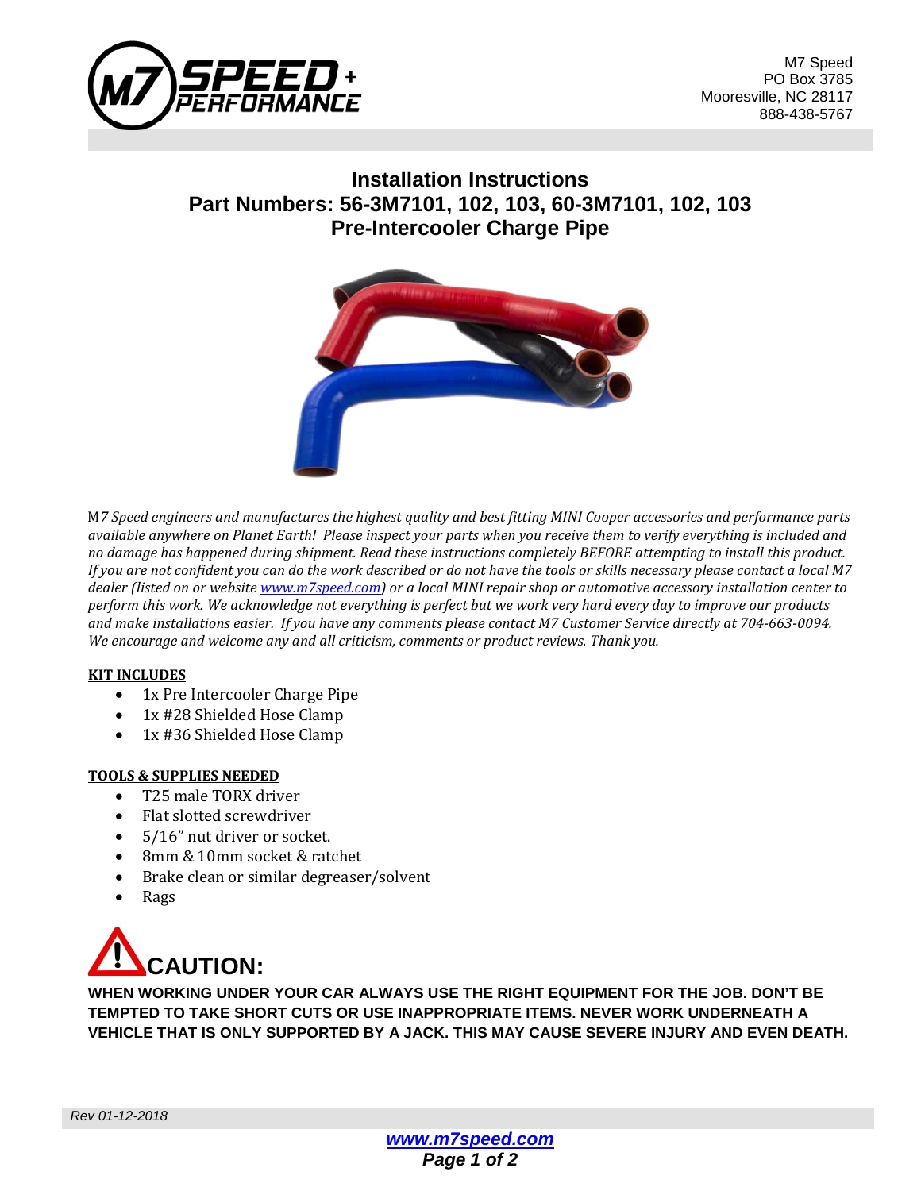M7 Speed
PO Box 3785
Mooresville, NC 28117
888-438-5767

# Installation Instructions
## Part Numbers: 56-3M7101, 102, 103, 60-3M7101, 102, 103
## Pre-Intercooler Charge Pipe

*M7 Speed engineers and manufactures the highest quality and best fitting MINI Cooper accessories and performance parts available anywhere on Planet Earth! Please inspect your parts when you receive them to verify everything is included and no damage has happened during shipment. Read these instructions completely BEFORE attempting to install this product. If you are not confident you can do the work described or do not have the tools or skills necessary please contact a local M7 dealer (listed on or website [www.m7speed.com](www.m7speed.com)) or a local MINI repair shop or automotive accessory installation center to perform this work. We acknowledge not everything is perfect but we work very hard every day to improve our products and make installations easier. If you have any comments please contact M7 Customer Service directly at 704-663-0094. We encourage and welcome any and all criticism, comments or product reviews. Thank you.*

**KIT INCLUDES**

- 1x Pre Intercooler Charge Pipe
- 1x #28 Shielded Hose Clamp
- 1x #36 Shielded Hose Clamp

**TOOLS & SUPPLIES NEEDED**

- T25 male TORX driver
- Flat slotted screwdriver
- 5/16" nut driver or socket.
- 8mm & 10mm socket & ratchet
- Brake clean or similar degreaser/solvent
- Rags

## CAUTION:

**WHEN WORKING UNDER YOUR CAR ALWAYS USE THE RIGHT EQUIPMENT FOR THE JOB. DON'T BE TEMPTED TO TAKE SHORT CUTS OR USE INAPPROPRIATE ITEMS. NEVER WORK UNDERNEATH A VEHICLE THAT IS ONLY SUPPORTED BY A JACK. THIS MAY CAUSE SEVERE INJURY AND EVEN DEATH.**

*Rev 01-12-2018*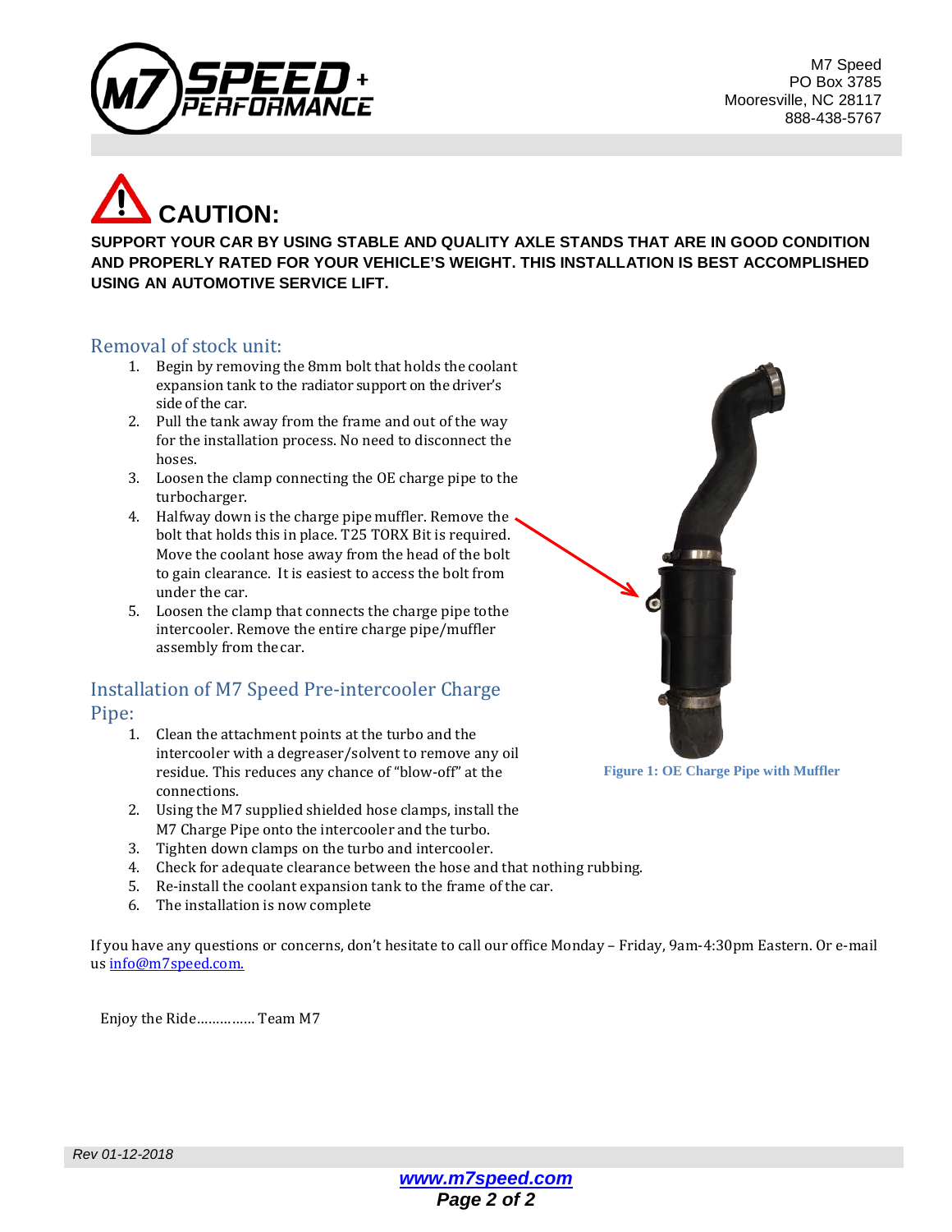M7 Speed
PO Box 3785
Mooresville, NC 28117
888-438-5767

# CAUTION:

**SUPPORT YOUR CAR BY USING STABLE AND QUALITY AXLE STANDS THAT ARE IN GOOD CONDITION AND PROPERLY RATED FOR YOUR VEHICLE'S WEIGHT. THIS INSTALLATION IS BEST ACCOMPLISHED USING AN AUTOMOTIVE SERVICE LIFT.**

## Removal of stock unit:

1. Begin by removing the 8mm bolt that holds the coolant expansion tank to the radiator support on the driver's side of the car.
2. Pull the tank away from the frame and out of the way for the installation process. No need to disconnect the hoses.
3. Loosen the clamp connecting the OE charge pipe to the turbocharger.
4. Halfway down is the charge pipe muffler. Remove the bolt that holds this in place. T25 TORX Bit is required. Move the coolant hose away from the head of the bolt to gain clearance. It is easiest to access the bolt from under the car.
5. Loosen the clamp that connects the charge pipe to the intercooler. Remove the entire charge pipe/muffler assembly from the car.

Figure 1: OE Charge Pipe with Muffler

## Installation of M7 Speed Pre-intercooler Charge Pipe:

1. Clean the attachment points at the turbo and the intercooler with a degreaser/solvent to remove any oil residue. This reduces any chance of "blow-off" at the connections.
2. Using the M7 supplied shielded hose clamps, install the M7 Charge Pipe onto the intercooler and the turbo.
3. Tighten down clamps on the turbo and intercooler.
4. Check for adequate clearance between the hose and that nothing rubbing.
5. Re-install the coolant expansion tank to the frame of the car.
6. The installation is now complete

If you have any questions or concerns, don't hesitate to call our office Monday – Friday, 9am-4:30pm Eastern. Or e-mail us info@m7speed.com.

Enjoy the Ride…………… Team M7

*Rev 01-12-2018*

***www.m7speed.com***